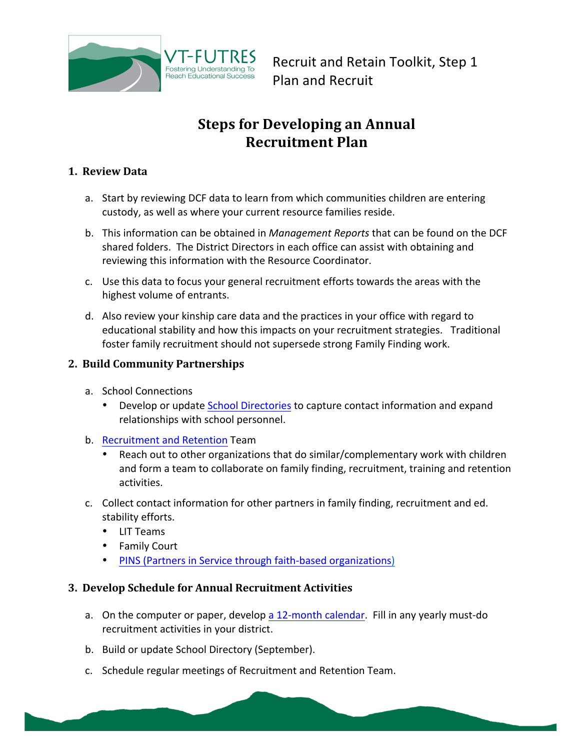Recruit and Retain Toolkit, Step 1
Plan and Recruit

# Steps for Developing an Annual Recruitment Plan

## 1. Review Data

a. Start by reviewing DCF data to learn from which communities children are entering custody, as well as where your current resource families reside.

b. This information can be obtained in *Management Reports* that can be found on the DCF shared folders. The District Directors in each office can assist with obtaining and reviewing this information with the Resource Coordinator.

c. Use this data to focus your general recruitment efforts towards the areas with the highest volume of entrants.

d. Also review your kinship care data and the practices in your office with regard to educational stability and how this impacts on your recruitment strategies. Traditional foster family recruitment should not supersede strong Family Finding work.

## 2. Build Community Partnerships

a. School Connections
   - Develop or update School Directories to capture contact information and expand relationships with school personnel.

b. Recruitment and Retention Team
   - Reach out to other organizations that do similar/complementary work with children and form a team to collaborate on family finding, recruitment, training and retention activities.

c. Collect contact information for other partners in family finding, recruitment and ed. stability efforts.
   - LIT Teams
   - Family Court
   - PINS (Partners in Service through faith-based organizations)

## 3. Develop Schedule for Annual Recruitment Activities

a. On the computer or paper, develop a 12-month calendar. Fill in any yearly must-do recruitment activities in your district.

b. Build or update School Directory (September).

c. Schedule regular meetings of Recruitment and Retention Team.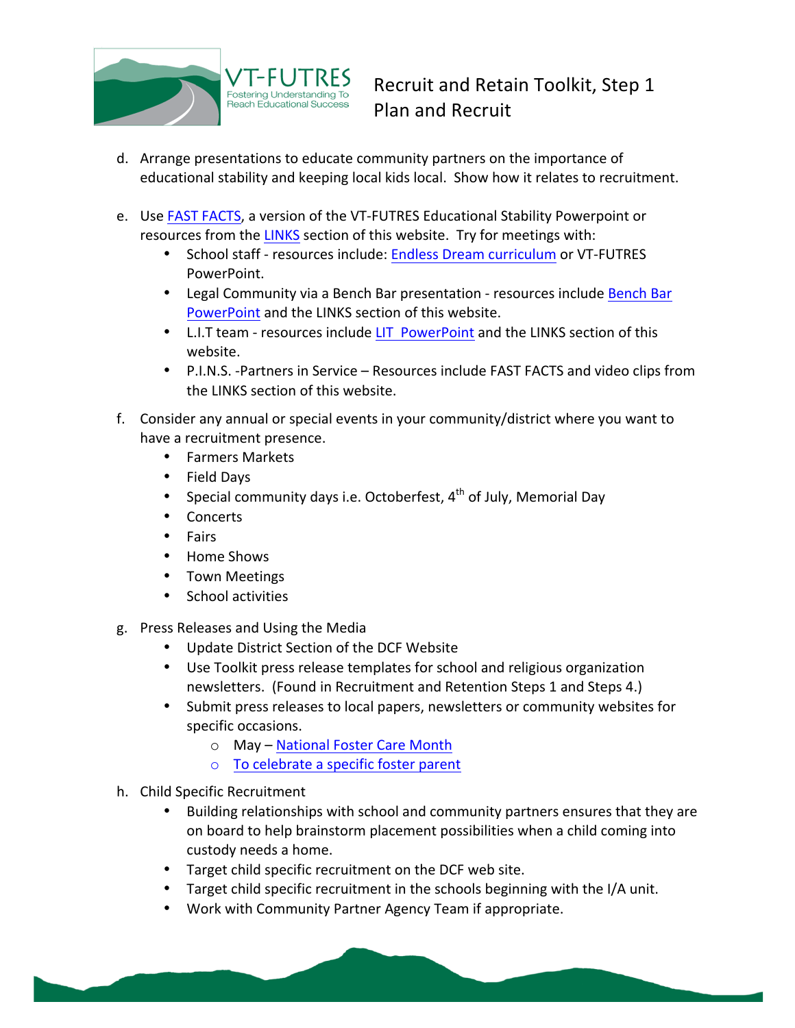d. Arrange presentations to educate community partners on the importance of educational stability and keeping local kids local. Show how it relates to recruitment.

e. Use FAST FACTS, a version of the VT-FUTRES Educational Stability Powerpoint or resources from the LINKS section of this website. Try for meetings with:
   - School staff - resources include: Endless Dream curriculum or VT-FUTRES PowerPoint.
   - Legal Community via a Bench Bar presentation - resources include Bench Bar PowerPoint and the LINKS section of this website.
   - L.I.T team - resources include LIT PowerPoint and the LINKS section of this website.
   - P.I.N.S. -Partners in Service – Resources include FAST FACTS and video clips from the LINKS section of this website.

f. Consider any annual or special events in your community/district where you want to have a recruitment presence.
   - Farmers Markets
   - Field Days
   - Special community days i.e. Octoberfest, 4th of July, Memorial Day
   - Concerts
   - Fairs
   - Home Shows
   - Town Meetings
   - School activities

g. Press Releases and Using the Media
   - Update District Section of the DCF Website
   - Use Toolkit press release templates for school and religious organization newsletters. (Found in Recruitment and Retention Steps 1 and Steps 4.)
   - Submit press releases to local papers, newsletters or community websites for specific occasions.
     - May – National Foster Care Month
     - To celebrate a specific foster parent

h. Child Specific Recruitment
   - Building relationships with school and community partners ensures that they are on board to help brainstorm placement possibilities when a child coming into custody needs a home.
   - Target child specific recruitment on the DCF web site.
   - Target child specific recruitment in the schools beginning with the I/A unit.
   - Work with Community Partner Agency Team if appropriate.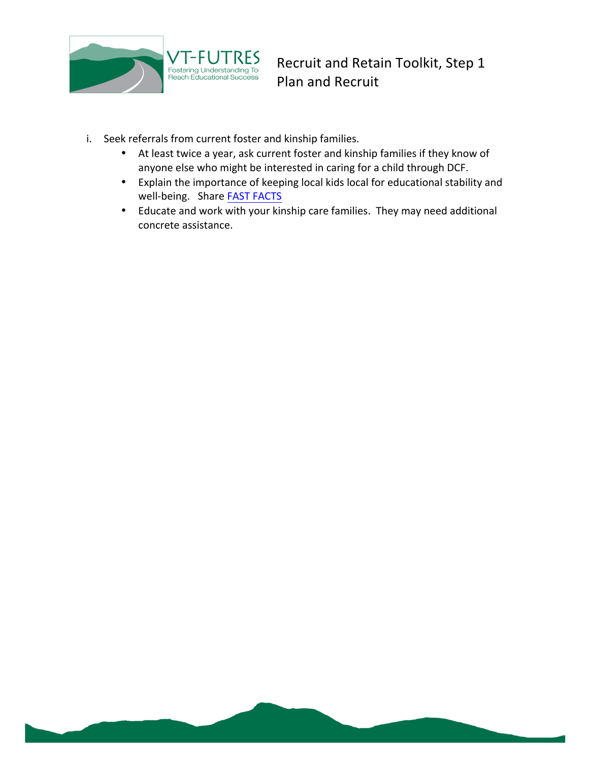i. Seek referrals from current foster and kinship families.
   - At least twice a year, ask current foster and kinship families if they know of anyone else who might be interested in caring for a child through DCF.
   - Explain the importance of keeping local kids local for educational stability and well-being. Share FAST FACTS
   - Educate and work with your kinship care families. They may need additional concrete assistance.